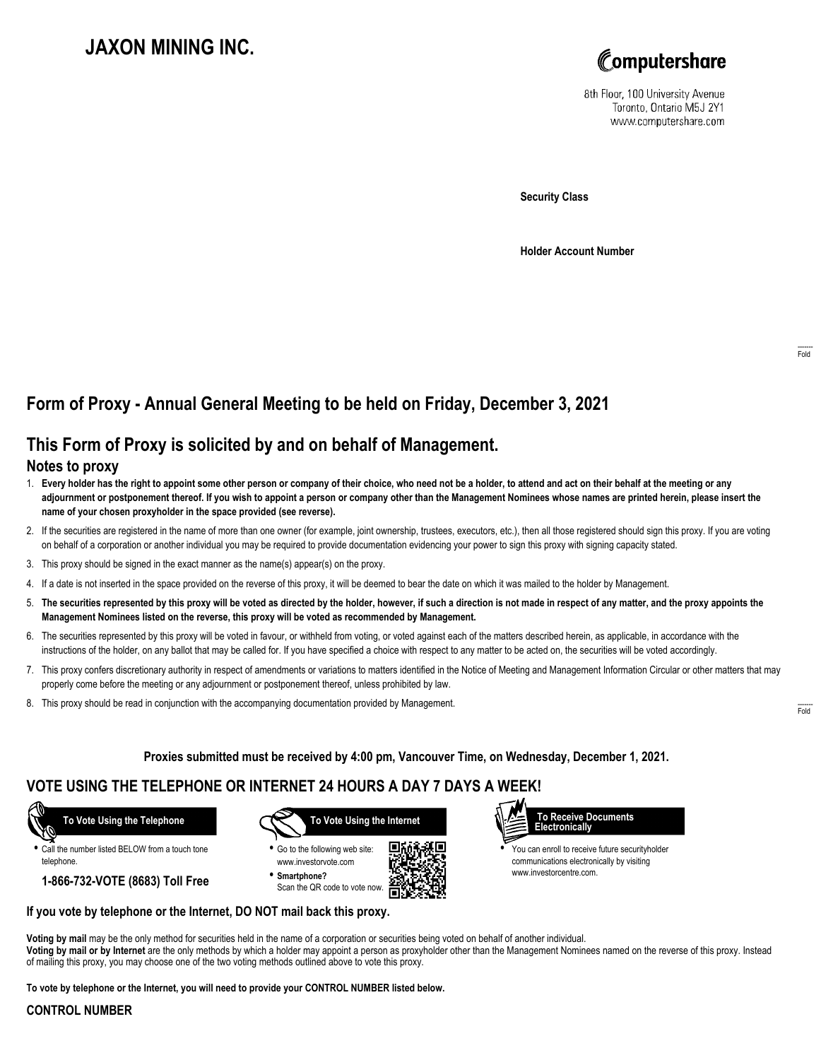# JAXON MINING INC.

Computershare
8th Floor, 100 University Avenue
Toronto, Ontario M5J 2Y1
www.computershare.com

**Security Class**

**Holder Account Number**

Fold

## Form of Proxy - Annual General Meeting to be held on Friday, December 3, 2021

## This Form of Proxy is solicited by and on behalf of Management.

### Notes to proxy

1. **Every holder has the right to appoint some other person or company of their choice, who need not be a holder, to attend and act on their behalf at the meeting or any adjournment or postponement thereof. If you wish to appoint a person or company other than the Management Nominees whose names are printed herein, please insert the name of your chosen proxyholder in the space provided (see reverse).**
2. If the securities are registered in the name of more than one owner (for example, joint ownership, trustees, executors, etc.), then all those registered should sign this proxy. If you are voting on behalf of a corporation or another individual you may be required to provide documentation evidencing your power to sign this proxy with signing capacity stated.
3. This proxy should be signed in the exact manner as the name(s) appear(s) on the proxy.
4. If a date is not inserted in the space provided on the reverse of this proxy, it will be deemed to bear the date on which it was mailed to the holder by Management.
5. **The securities represented by this proxy will be voted as directed by the holder, however, if such a direction is not made in respect of any matter, and the proxy appoints the Management Nominees listed on the reverse, this proxy will be voted as recommended by Management.**
6. The securities represented by this proxy will be voted in favour, or withheld from voting, or voted against each of the matters described herein, as applicable, in accordance with the instructions of the holder, on any ballot that may be called for. If you have specified a choice with respect to any matter to be acted on, the securities will be voted accordingly.
7. This proxy confers discretionary authority in respect of amendments or variations to matters identified in the Notice of Meeting and Management Information Circular or other matters that may properly come before the meeting or any adjournment or postponement thereof, unless prohibited by law.
8. This proxy should be read in conjunction with the accompanying documentation provided by Management.

Fold

**Proxies submitted must be received by 4:00 pm, Vancouver Time, on Wednesday, December 1, 2021.**

## VOTE USING THE TELEPHONE OR INTERNET 24 HOURS A DAY 7 DAYS A WEEK!

**To Vote Using the Telephone**

- Call the number listed BELOW from a touch tone telephone.

**1-866-732-VOTE (8683) Toll Free**

**To Vote Using the Internet**

- Go to the following web site: www.investorvote.com
- **Smartphone?** Scan the QR code to vote now.

**To Receive Documents Electronically**

- You can enroll to receive future securityholder communications electronically by visiting www.investorcentre.com.

**If you vote by telephone or the Internet, DO NOT mail back this proxy.**

**Voting by mail** may be the only method for securities held in the name of a corporation or securities being voted on behalf of another individual.
**Voting by mail or by Internet** are the only methods by which a holder may appoint a person as proxyholder other than the Management Nominees named on the reverse of this proxy. Instead of mailing this proxy, you may choose one of the two voting methods outlined above to vote this proxy.

**To vote by telephone or the Internet, you will need to provide your CONTROL NUMBER listed below.**

**CONTROL NUMBER**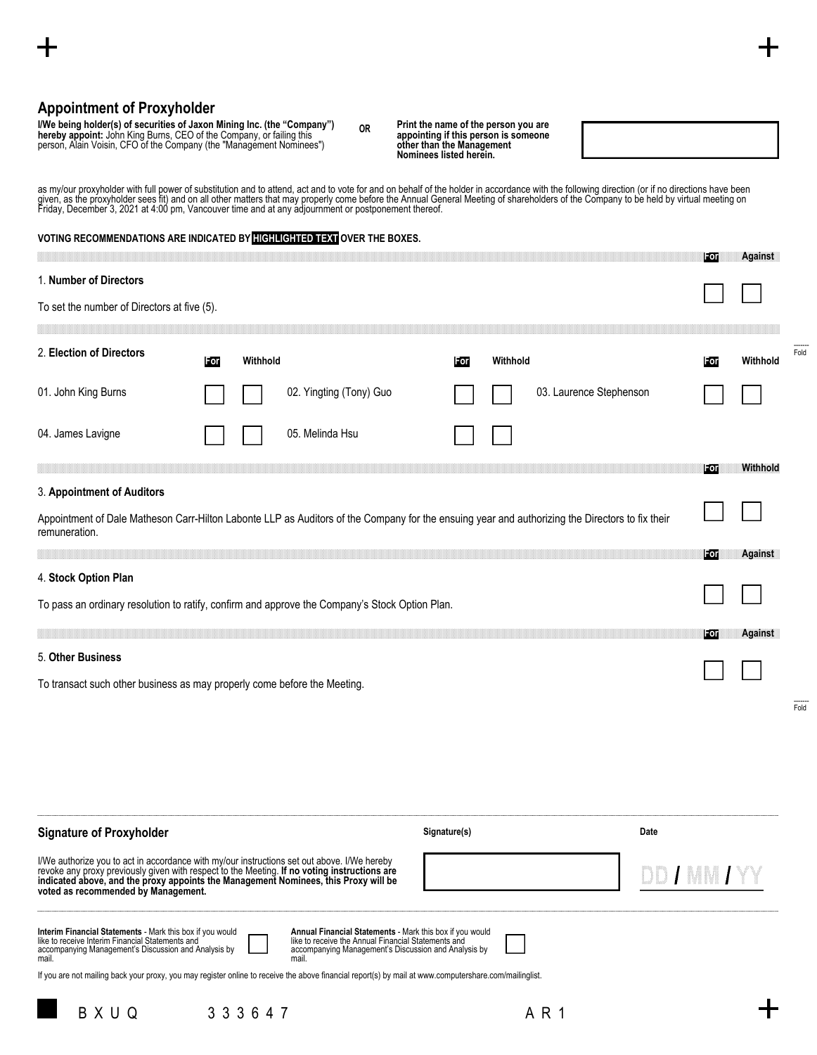## Appointment of Proxyholder

**I/We being holder(s) of securities of Jaxon Mining Inc. (the "Company") hereby appoint:** John King Burns, CEO of the Company, or failing this person, Alain Voisin, CFO of the Company (the "Management Nominees")

**OR**

**Print the name of the person you are appointing if this person is someone other than the Management Nominees listed herein.**

as my/our proxyholder with full power of substitution and to attend, act and to vote for and on behalf of the holder in accordance with the following direction (or if no directions have been given, as the proxyholder sees fit) and on all other matters that may properly come before the Annual General Meeting of shareholders of the Company to be held by virtual meeting on Friday, December 3, 2021 at 4:00 pm, Vancouver time and at any adjournment or postponement thereof.

**VOTING RECOMMENDATIONS ARE INDICATED BY HIGHLIGHTED TEXT OVER THE BOXES.**

| | For | Against |
|---|---|---|
| 1. **Number of Directors** <br> To set the number of Directors at five (5). | ☐ | ☐ |

2. **Election of Directors**

| | For | Withhold | | For | Withhold | | For | Withhold |
|---|---|---|---|---|---|---|---|---|
| 01. John King Burns | ☐ | ☐ | 02. Yingting (Tony) Guo | ☐ | ☐ | 03. Laurence Stephenson | ☐ | ☐ |
| 04. James Lavigne | ☐ | ☐ | 05. Melinda Hsu | ☐ | ☐ | | | |

| | For | Withhold |
|---|---|---|
| 3. **Appointment of Auditors** <br> Appointment of Dale Matheson Carr-Hilton Labonte LLP as Auditors of the Company for the ensuing year and authorizing the Directors to fix their remuneration. | ☐ | ☐ |

| | For | Against |
|---|---|---|
| 4. **Stock Option Plan** <br> To pass an ordinary resolution to ratify, confirm and approve the Company's Stock Option Plan. | ☐ | ☐ |
| 5. **Other Business** <br> To transact such other business as may properly come before the Meeting. | ☐ | ☐ |

### Signature of Proxyholder

I/We authorize you to act in accordance with my/our instructions set out above. I/We hereby revoke any proxy previously given with respect to the Meeting. **If no voting instructions are indicated above, and the proxy appoints the Management Nominees, this Proxy will be voted as recommended by Management.**

**Signature(s)**

**Date**

DD / MM / YY

**Interim Financial Statements** - Mark this box if you would like to receive Interim Financial Statements and accompanying Management's Discussion and Analysis by mail. ☐

**Annual Financial Statements** - Mark this box if you would like to receive the Annual Financial Statements and accompanying Management's Discussion and Analysis by mail. ☐

If you are not mailing back your proxy, you may register online to receive the above financial report(s) by mail at www.computershare.com/mailinglist.

B X U Q 3 3 3 6 4 7 A R 1